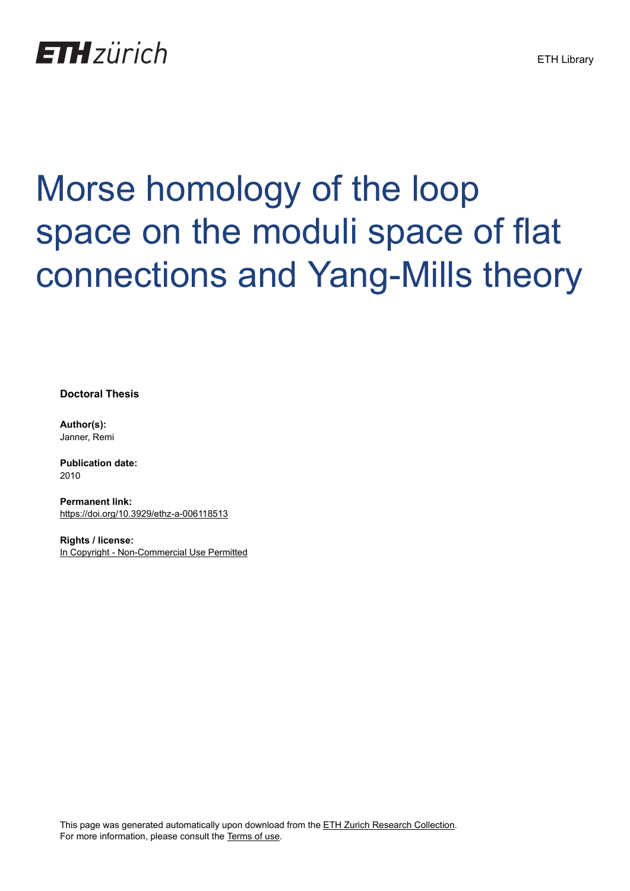ETH zürich

ETH Library

# Morse homology of the loop space on the moduli space of flat connections and Yang-Mills theory

**Doctoral Thesis**

**Author(s):**
Janner, Remi

**Publication date:**
2010

**Permanent link:**
https://doi.org/10.3929/ethz-a-006118513

**Rights / license:**
In Copyright - Non-Commercial Use Permitted

This page was generated automatically upon download from the ETH Zurich Research Collection.
For more information, please consult the Terms of use.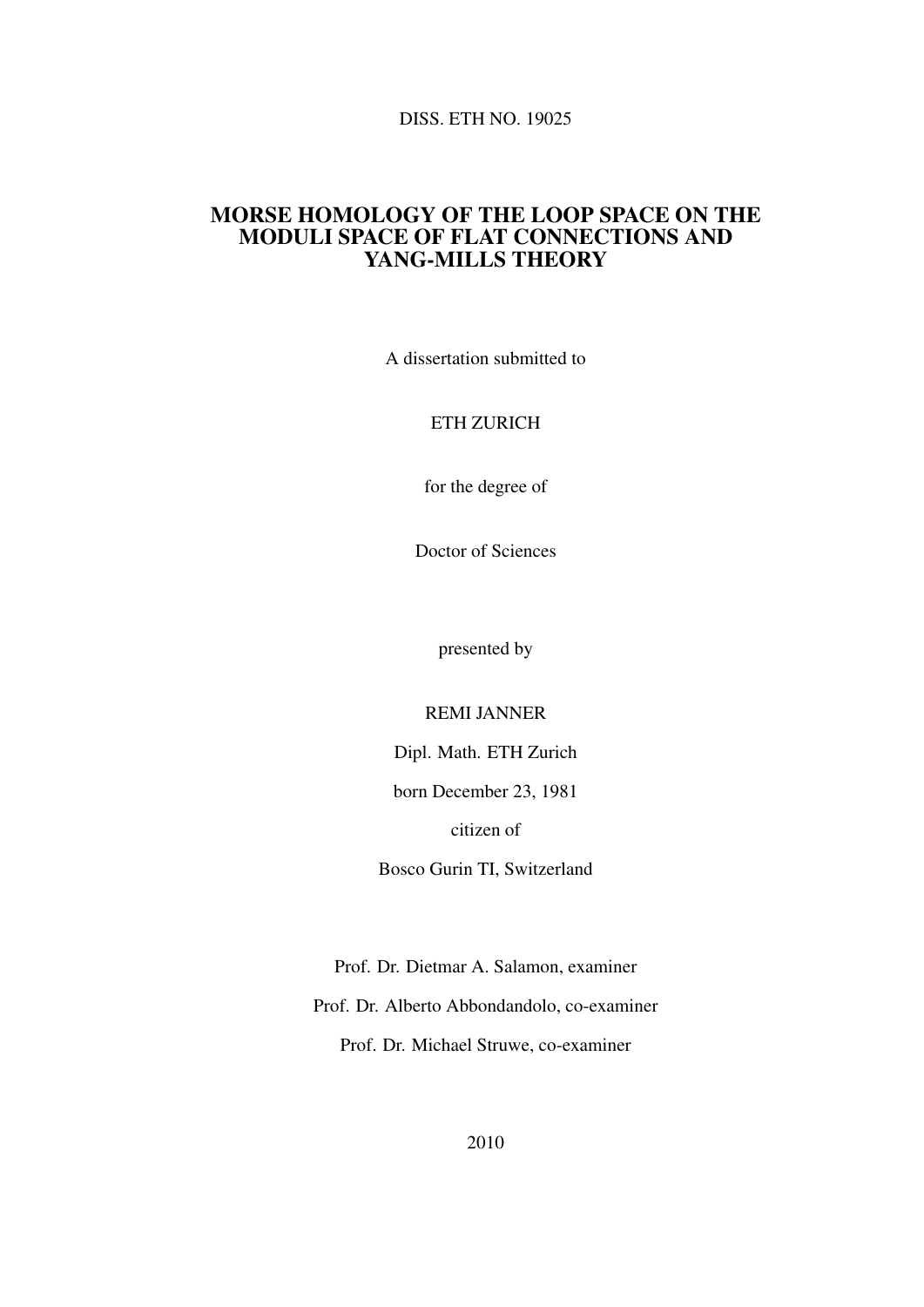DISS. ETH NO. 19025

# MORSE HOMOLOGY OF THE LOOP SPACE ON THE MODULI SPACE OF FLAT CONNECTIONS AND YANG-MILLS THEORY

A dissertation submitted to

ETH ZURICH

for the degree of

Doctor of Sciences

presented by

REMI JANNER

Dipl. Math. ETH Zurich

born December 23, 1981

citizen of

Bosco Gurin TI, Switzerland

Prof. Dr. Dietmar A. Salamon, examiner

Prof. Dr. Alberto Abbondandolo, co-examiner

Prof. Dr. Michael Struwe, co-examiner

2010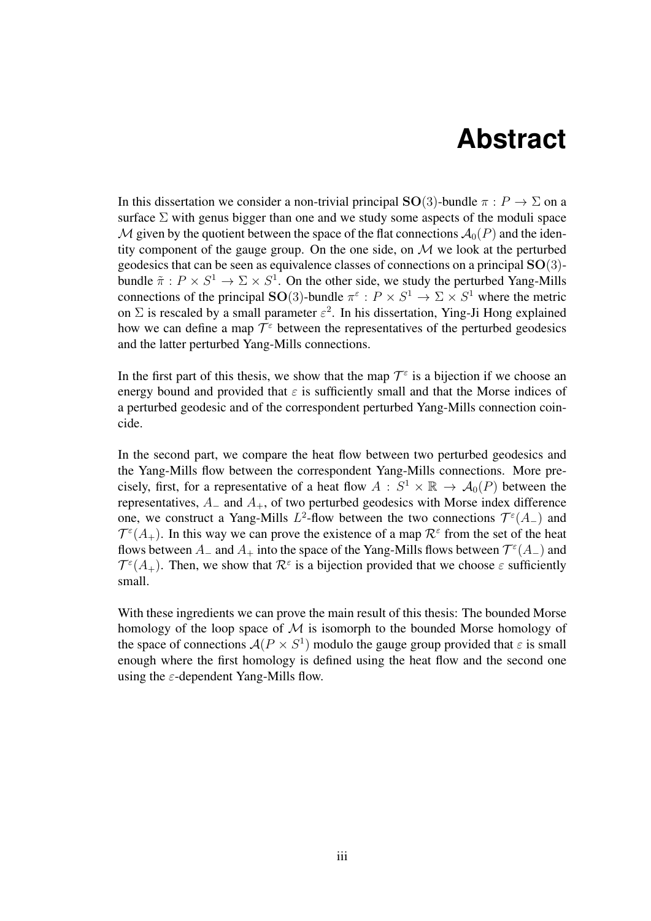# Abstract

In this dissertation we consider a non-trivial principal $\mathbf{SO}(3)$-bundle $\pi : P \to \Sigma$ on a surface $\Sigma$ with genus bigger than one and we study some aspects of the moduli space $\mathcal{M}$ given by the quotient between the space of the flat connections $\mathcal{A}_0(P)$ and the identity component of the gauge group. On the one side, on $\mathcal{M}$ we look at the perturbed geodesics that can be seen as equivalence classes of connections on a principal $\mathbf{SO}(3)$-bundle $\tilde{\pi} : P \times S^1 \to \Sigma \times S^1$. On the other side, we study the perturbed Yang-Mills connections of the principal $\mathbf{SO}(3)$-bundle $\pi^\varepsilon : P \times S^1 \to \Sigma \times S^1$ where the metric on $\Sigma$ is rescaled by a small parameter $\varepsilon^2$. In his dissertation, Ying-Ji Hong explained how we can define a map $\mathcal{T}^\varepsilon$ between the representatives of the perturbed geodesics and the latter perturbed Yang-Mills connections.

In the first part of this thesis, we show that the map $\mathcal{T}^\varepsilon$ is a bijection if we choose an energy bound and provided that $\varepsilon$ is sufficiently small and that the Morse indices of a perturbed geodesic and of the correspondent perturbed Yang-Mills connection coincide.

In the second part, we compare the heat flow between two perturbed geodesics and the Yang-Mills flow between the correspondent Yang-Mills connections. More precisely, first, for a representative of a heat flow $A : S^1 \times \mathbb{R} \to \mathcal{A}_0(P)$ between the representatives, $A_-$ and $A_+$, of two perturbed geodesics with Morse index difference one, we construct a Yang-Mills $L^2$-flow between the two connections $\mathcal{T}^\varepsilon(A_-)$ and $\mathcal{T}^\varepsilon(A_+)$. In this way we can prove the existence of a map $\mathcal{R}^\varepsilon$ from the set of the heat flows between $A_-$ and $A_+$ into the space of the Yang-Mills flows between $\mathcal{T}^\varepsilon(A_-)$ and $\mathcal{T}^\varepsilon(A_+)$. Then, we show that $\mathcal{R}^\varepsilon$ is a bijection provided that we choose $\varepsilon$ sufficiently small.

With these ingredients we can prove the main result of this thesis: The bounded Morse homology of the loop space of $\mathcal{M}$ is isomorph to the bounded Morse homology of the space of connections $\mathcal{A}(P \times S^1)$ modulo the gauge group provided that $\varepsilon$ is small enough where the first homology is defined using the heat flow and the second one using the $\varepsilon$-dependent Yang-Mills flow.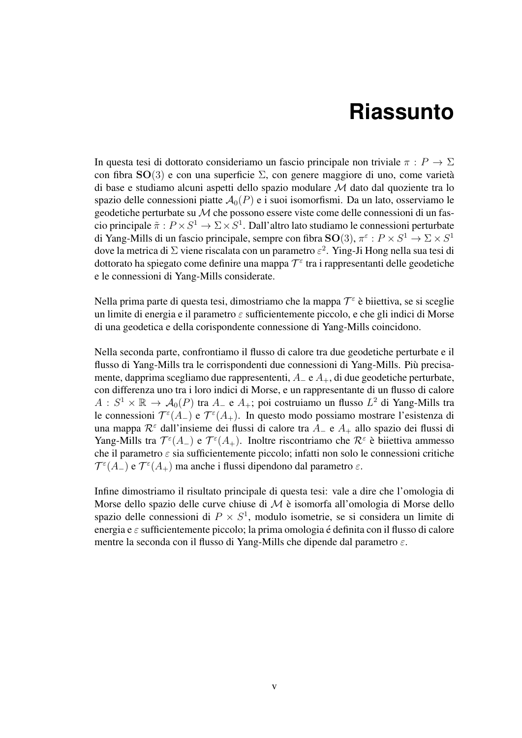# Riassunto

In questa tesi di dottorato consideriamo un fascio principale non triviale $\pi : P \to \Sigma$ con fibra $\mathbf{SO}(3)$ e con una superficie $\Sigma$, con genere maggiore di uno, come varietà di base e studiamo alcuni aspetti dello spazio modulare $\mathcal{M}$ dato dal quoziente tra lo spazio delle connessioni piatte $\mathcal{A}_0(P)$ e i suoi isomorfismi. Da un lato, osserviamo le geodetiche perturbate su $\mathcal{M}$ che possono essere viste come delle connessioni di un fascio principale $\tilde{\pi} : P \times S^1 \to \Sigma \times S^1$. Dall'altro lato studiamo le connessioni perturbate di Yang-Mills di un fascio principale, sempre con fibra $\mathbf{SO}(3)$, $\pi^\varepsilon : P \times S^1 \to \Sigma \times S^1$ dove la metrica di $\Sigma$ viene riscalata con un parametro $\varepsilon^2$. Ying-Ji Hong nella sua tesi di dottorato ha spiegato come definire una mappa $\mathcal{T}^\varepsilon$ tra i rappresentanti delle geodetiche e le connessioni di Yang-Mills considerate.

Nella prima parte di questa tesi, dimostriamo che la mappa $\mathcal{T}^\varepsilon$ è biiettiva, se si sceglie un limite di energia e il parametro $\varepsilon$ sufficientemente piccolo, e che gli indici di Morse di una geodetica e della corispondente connessione di Yang-Mills coincidono.

Nella seconda parte, confrontiamo il flusso di calore tra due geodetiche perturbate e il flusso di Yang-Mills tra le corrispondenti due connessioni di Yang-Mills. Più precisamente, dapprima scegliamo due rappresententi, $A_-$ e $A_+$, di due geodetiche perturbate, con differenza uno tra i loro indici di Morse, e un rappresentante di un flusso di calore $A : S^1 \times \mathbb{R} \to \mathcal{A}_0(P)$ tra $A_-$ e $A_+$; poi costruiamo un flusso $L^2$ di Yang-Mills tra le connessioni $\mathcal{T}^\varepsilon(A_-)$ e $\mathcal{T}^\varepsilon(A_+)$. In questo modo possiamo mostrare l'esistenza di una mappa $\mathcal{R}^\varepsilon$ dall'insieme dei flussi di calore tra $A_-$ e $A_+$ allo spazio dei flussi di Yang-Mills tra $\mathcal{T}^\varepsilon(A_-)$ e $\mathcal{T}^\varepsilon(A_+)$. Inoltre riscontriamo che $\mathcal{R}^\varepsilon$ è biiettiva ammesso che il parametro $\varepsilon$ sia sufficientemente piccolo; infatti non solo le connessioni critiche $\mathcal{T}^\varepsilon(A_-)$ e $\mathcal{T}^\varepsilon(A_+)$ ma anche i flussi dipendono dal parametro $\varepsilon$.

Infine dimostriamo il risultato principale di questa tesi: vale a dire che l'omologia di Morse dello spazio delle curve chiuse di $\mathcal{M}$ è isomorfa all'omologia di Morse dello spazio delle connessioni di $P \times S^1$, modulo isometrie, se si considera un limite di energia e $\varepsilon$ sufficientemente piccolo; la prima omologia é definita con il flusso di calore mentre la seconda con il flusso di Yang-Mills che dipende dal parametro $\varepsilon$.